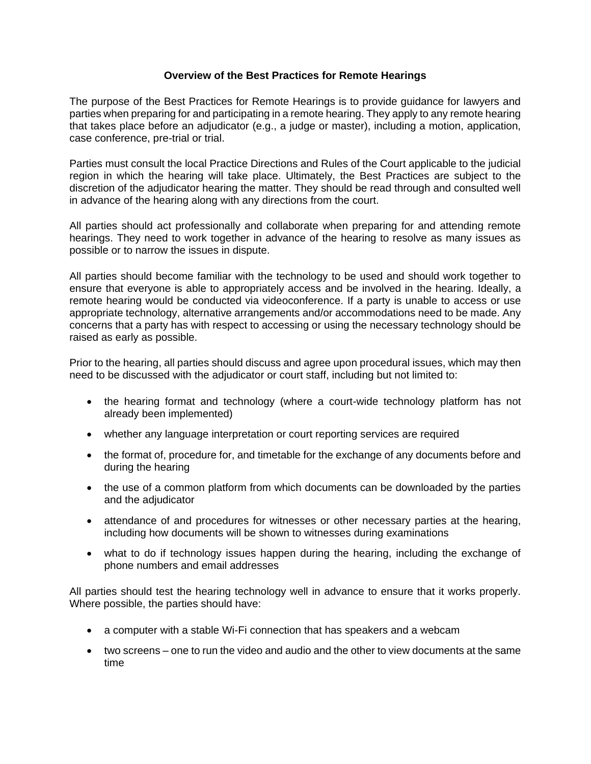# Overview of the Best Practices for Remote Hearings

The purpose of the Best Practices for Remote Hearings is to provide guidance for lawyers and parties when preparing for and participating in a remote hearing. They apply to any remote hearing that takes place before an adjudicator (e.g., a judge or master), including a motion, application, case conference, pre-trial or trial.

Parties must consult the local Practice Directions and Rules of the Court applicable to the judicial region in which the hearing will take place. Ultimately, the Best Practices are subject to the discretion of the adjudicator hearing the matter. They should be read through and consulted well in advance of the hearing along with any directions from the court.

All parties should act professionally and collaborate when preparing for and attending remote hearings. They need to work together in advance of the hearing to resolve as many issues as possible or to narrow the issues in dispute.

All parties should become familiar with the technology to be used and should work together to ensure that everyone is able to appropriately access and be involved in the hearing. Ideally, a remote hearing would be conducted via videoconference. If a party is unable to access or use appropriate technology, alternative arrangements and/or accommodations need to be made. Any concerns that a party has with respect to accessing or using the necessary technology should be raised as early as possible.

Prior to the hearing, all parties should discuss and agree upon procedural issues, which may then need to be discussed with the adjudicator or court staff, including but not limited to:

- the hearing format and technology (where a court-wide technology platform has not already been implemented)
- whether any language interpretation or court reporting services are required
- the format of, procedure for, and timetable for the exchange of any documents before and during the hearing
- the use of a common platform from which documents can be downloaded by the parties and the adjudicator
- attendance of and procedures for witnesses or other necessary parties at the hearing, including how documents will be shown to witnesses during examinations
- what to do if technology issues happen during the hearing, including the exchange of phone numbers and email addresses

All parties should test the hearing technology well in advance to ensure that it works properly. Where possible, the parties should have:

- a computer with a stable Wi-Fi connection that has speakers and a webcam
- two screens – one to run the video and audio and the other to view documents at the same time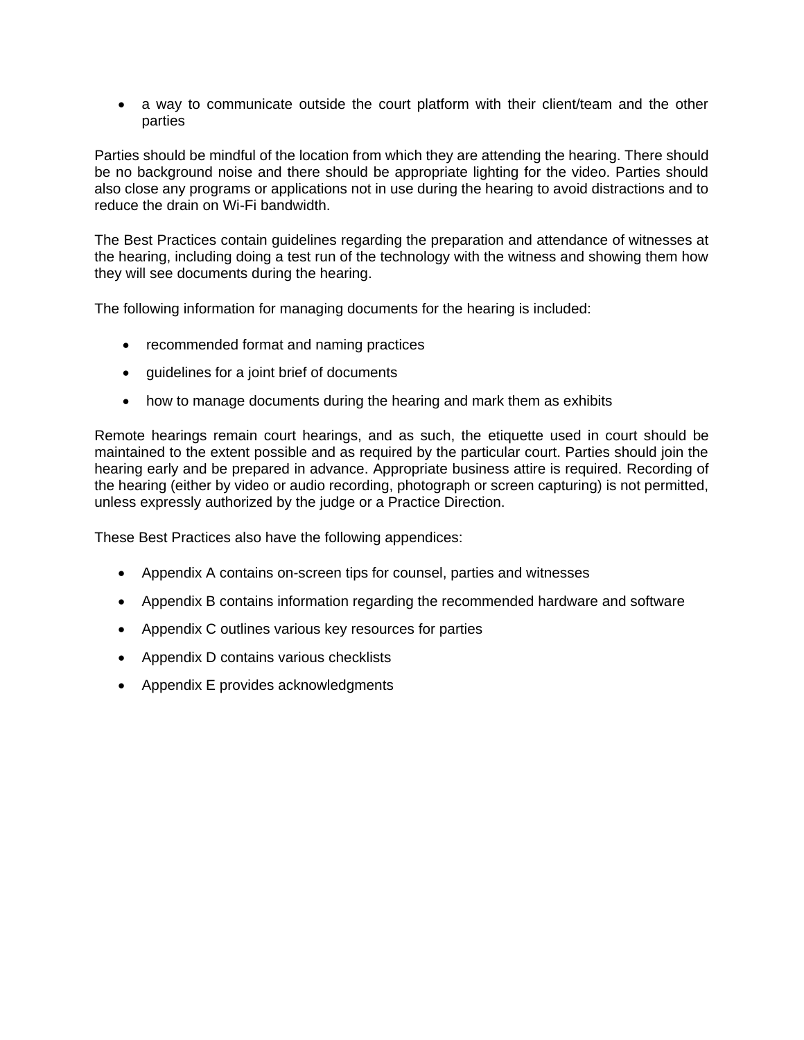- a way to communicate outside the court platform with their client/team and the other parties

Parties should be mindful of the location from which they are attending the hearing. There should be no background noise and there should be appropriate lighting for the video. Parties should also close any programs or applications not in use during the hearing to avoid distractions and to reduce the drain on Wi-Fi bandwidth.

The Best Practices contain guidelines regarding the preparation and attendance of witnesses at the hearing, including doing a test run of the technology with the witness and showing them how they will see documents during the hearing.

The following information for managing documents for the hearing is included:

- recommended format and naming practices
- guidelines for a joint brief of documents
- how to manage documents during the hearing and mark them as exhibits

Remote hearings remain court hearings, and as such, the etiquette used in court should be maintained to the extent possible and as required by the particular court. Parties should join the hearing early and be prepared in advance. Appropriate business attire is required. Recording of the hearing (either by video or audio recording, photograph or screen capturing) is not permitted, unless expressly authorized by the judge or a Practice Direction.

These Best Practices also have the following appendices:

- Appendix A contains on-screen tips for counsel, parties and witnesses
- Appendix B contains information regarding the recommended hardware and software
- Appendix C outlines various key resources for parties
- Appendix D contains various checklists
- Appendix E provides acknowledgments